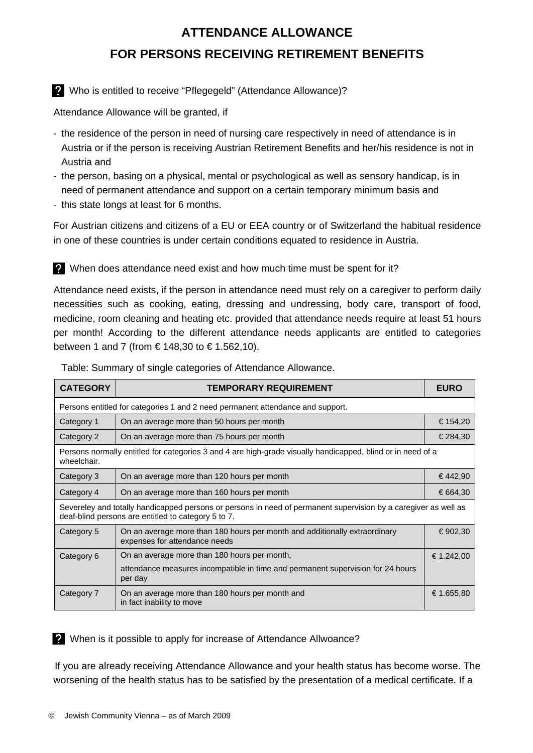# ATTENDANCE ALLOWANCE

# FOR PERSONS RECEIVING RETIREMENT BENEFITS

**?** Who is entitled to receive “Pflegegeld” (Attendance Allowance)?

Attendance Allowance will be granted, if

- the residence of the person in need of nursing care respectively in need of attendance is in Austria or if the person is receiving Austrian Retirement Benefits and her/his residence is not in Austria and
- the person, basing on a physical, mental or psychological as well as sensory handicap, is in need of permanent attendance and support on a certain temporary minimum basis and
- this state longs at least for 6 months.

For Austrian citizens and citizens of a EU or EEA country or of Switzerland the habitual residence in one of these countries is under certain conditions equated to residence in Austria.

**?** When does attendance need exist and how much time must be spent for it?

Attendance need exists, if the person in attendance need must rely on a caregiver to perform daily necessities such as cooking, eating, dressing and undressing, body care, transport of food, medicine, room cleaning and heating etc. provided that attendance needs require at least 51 hours per month! According to the different attendance needs applicants are entitled to categories between 1 and 7 (from € 148,30 to € 1.562,10).

Table: Summary of single categories of Attendance Allowance.

| CATEGORY | TEMPORARY REQUIREMENT | EURO |
|---|---|---|
| Persons entitled for categories 1 and 2 need permanent attendance and support. | | |
| Category 1 | On an average more than 50 hours per month | € 154,20 |
| Category 2 | On an average more than 75 hours per month | € 284,30 |
| Persons normally entitled for categories 3 and 4 are high-grade visually handicapped, blind or in need of a wheelchair. | | |
| Category 3 | On an average more than 120 hours per month | € 442,90 |
| Category 4 | On an average more than 160 hours per month | € 664,30 |
| Severeley and totally handicapped persons or persons in need of permanent supervision by a caregiver as well as deaf-blind persons are entitled to category 5 to 7. | | |
| Category 5 | On an average more than 180 hours per month and additionally extraordinary expenses for attendance needs | € 902,30 |
| Category 6 | On an average more than 180 hours per month, attendance measures incompatible in time and permanent supervision for 24 hours per day | € 1.242,00 |
| Category 7 | On an average more than 180 hours per month and in fact inability to move | € 1.655,80 |

**?** When is it possible to apply for increase of Attendance Allwoance?

If you are already receiving Attendance Allowance and your health status has become worse. The worsening of the health status has to be satisfied by the presentation of a medical certificate. If a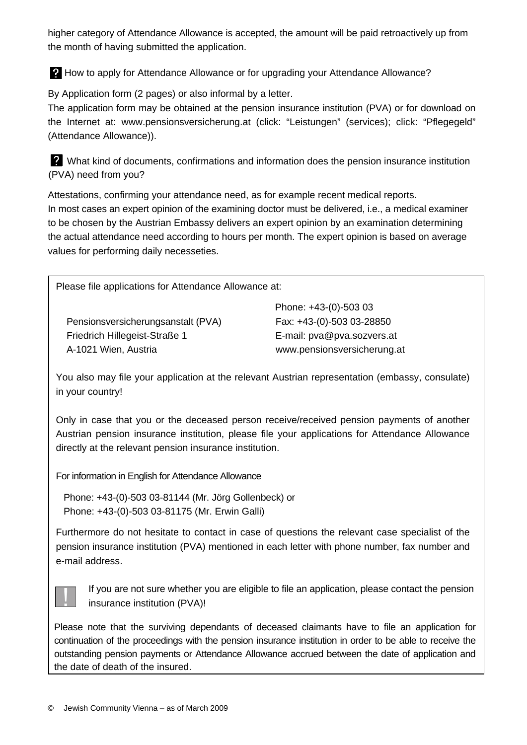higher category of Attendance Allowance is accepted, the amount will be paid retroactively up from the month of having submitted the application.

**?** How to apply for Attendance Allowance or for upgrading your Attendance Allowance?

By Application form (2 pages) or also informal by a letter.
The application form may be obtained at the pension insurance institution (PVA) or for download on the Internet at: www.pensionsversicherung.at (click: "Leistungen" (services); click: "Pflegegeld" (Attendance Allowance)).

**?** What kind of documents, confirmations and information does the pension insurance institution (PVA) need from you?

Attestations, confirming your attendance need, as for example recent medical reports.
In most cases an expert opinion of the examining doctor must be delivered, i.e., a medical examiner to be chosen by the Austrian Embassy delivers an expert opinion by an examination determining the actual attendance need according to hours per month. The expert opinion is based on average values for performing daily necesseties.

Please file applications for Attendance Allowance at:

Pensionsversicherungsanstalt (PVA)
Friedrich Hillegeist-Straße 1
A-1021 Wien, Austria

Phone: +43-(0)-503 03
Fax: +43-(0)-503 03-28850
E-mail: pva@pva.sozvers.at
www.pensionsversicherung.at

You also may file your application at the relevant Austrian representation (embassy, consulate) in your country!

Only in case that you or the deceased person receive/received pension payments of another Austrian pension insurance institution, please file your applications for Attendance Allowance directly at the relevant pension insurance institution.

For information in English for Attendance Allowance

Phone: +43-(0)-503 03-81144 (Mr. Jörg Gollenbeck) or
Phone: +43-(0)-503 03-81175 (Mr. Erwin Galli)

Furthermore do not hesitate to contact in case of questions the relevant case specialist of the pension insurance institution (PVA) mentioned in each letter with phone number, fax number and e-mail address.

**!** If you are not sure whether you are eligible to file an application, please contact the pension insurance institution (PVA)!

Please note that the surviving dependants of deceased claimants have to file an application for continuation of the proceedings with the pension insurance institution in order to be able to receive the outstanding pension payments or Attendance Allowance accrued between the date of application and the date of death of the insured.

© Jewish Community Vienna – as of March 2009